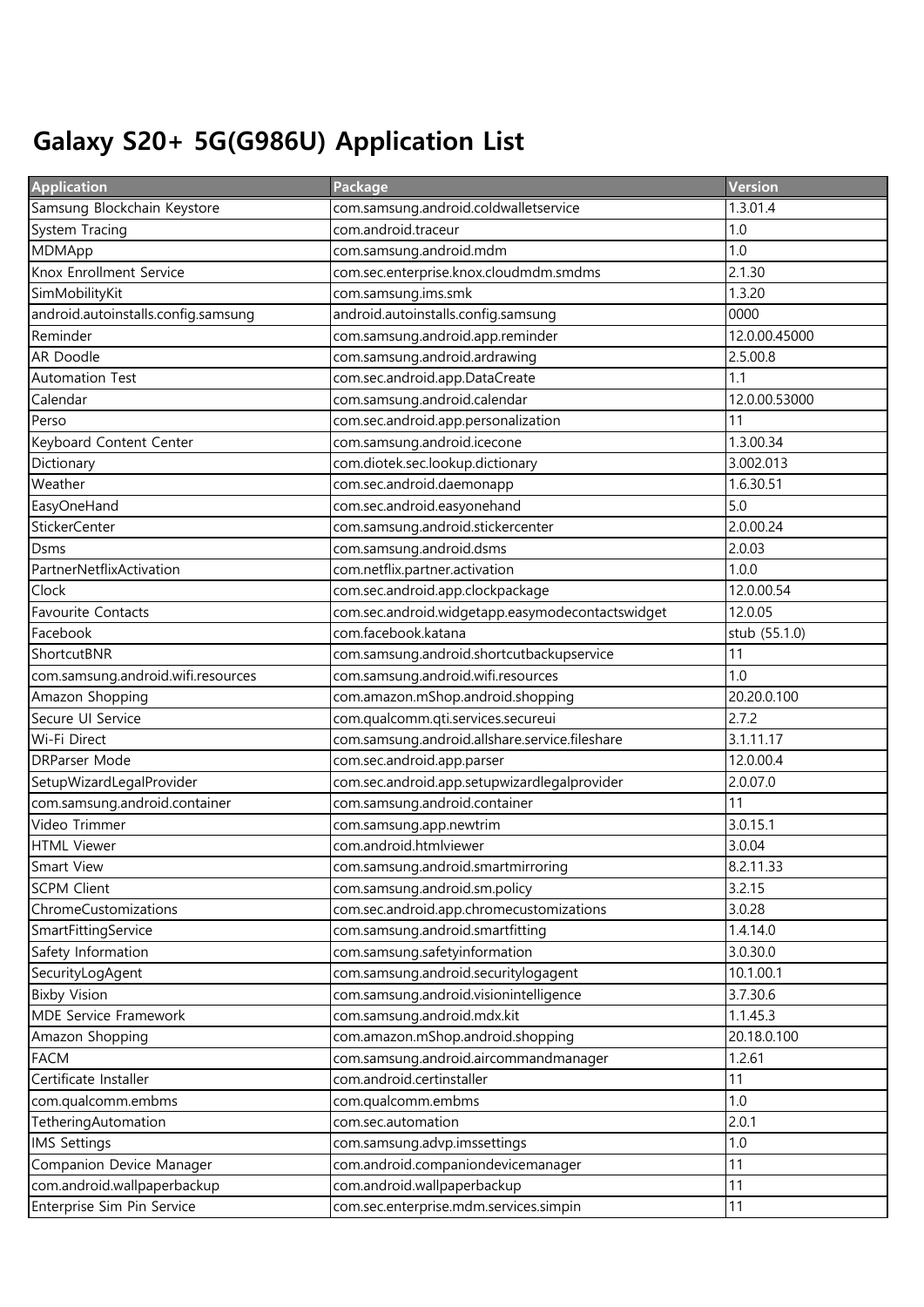# Galaxy S20+ 5G(G986U) Application List

| Application | Package | Version |
|---|---|---|
| Samsung Blockchain Keystore | com.samsung.android.coldwalletservice | 1.3.01.4 |
| System Tracing | com.android.traceur | 1.0 |
| MDMApp | com.samsung.android.mdm | 1.0 |
| Knox Enrollment Service | com.sec.enterprise.knox.cloudmdm.smdms | 2.1.30 |
| SimMobilityKit | com.samsung.ims.smk | 1.3.20 |
| android.autoinstalls.config.samsung | android.autoinstalls.config.samsung | 0000 |
| Reminder | com.samsung.android.app.reminder | 12.0.00.45000 |
| AR Doodle | com.samsung.android.ardrawing | 2.5.00.8 |
| Automation Test | com.sec.android.app.DataCreate | 1.1 |
| Calendar | com.samsung.android.calendar | 12.0.00.53000 |
| Perso | com.sec.android.app.personalization | 11 |
| Keyboard Content Center | com.samsung.android.icecone | 1.3.00.34 |
| Dictionary | com.diotek.sec.lookup.dictionary | 3.002.013 |
| Weather | com.sec.android.daemonapp | 1.6.30.51 |
| EasyOneHand | com.sec.android.easyonehand | 5.0 |
| StickerCenter | com.samsung.android.stickercenter | 2.0.00.24 |
| Dsms | com.samsung.android.dsms | 2.0.03 |
| PartnerNetflixActivation | com.netflix.partner.activation | 1.0.0 |
| Clock | com.sec.android.app.clockpackage | 12.0.00.54 |
| Favourite Contacts | com.sec.android.widgetapp.easymodecontactswidget | 12.0.05 |
| Facebook | com.facebook.katana | stub (55.1.0) |
| ShortcutBNR | com.samsung.android.shortcutbackupservice | 11 |
| com.samsung.android.wifi.resources | com.samsung.android.wifi.resources | 1.0 |
| Amazon Shopping | com.amazon.mShop.android.shopping | 20.20.0.100 |
| Secure UI Service | com.qualcomm.qti.services.secureui | 2.7.2 |
| Wi-Fi Direct | com.samsung.android.allshare.service.fileshare | 3.1.11.17 |
| DRParser Mode | com.sec.android.app.parser | 12.0.00.4 |
| SetupWizardLegalProvider | com.sec.android.app.setupwizardlegalprovider | 2.0.07.0 |
| com.samsung.android.container | com.samsung.android.container | 11 |
| Video Trimmer | com.samsung.app.newtrim | 3.0.15.1 |
| HTML Viewer | com.android.htmlviewer | 3.0.04 |
| Smart View | com.samsung.android.smartmirroring | 8.2.11.33 |
| SCPM Client | com.samsung.android.sm.policy | 3.2.15 |
| ChromeCustomizations | com.sec.android.app.chromecustomizations | 3.0.28 |
| SmartFittingService | com.samsung.android.smartfitting | 1.4.14.0 |
| Safety Information | com.samsung.safetyinformation | 3.0.30.0 |
| SecurityLogAgent | com.samsung.android.securitylogagent | 10.1.00.1 |
| Bixby Vision | com.samsung.android.visionintelligence | 3.7.30.6 |
| MDE Service Framework | com.samsung.android.mdx.kit | 1.1.45.3 |
| Amazon Shopping | com.amazon.mShop.android.shopping | 20.18.0.100 |
| FACM | com.samsung.android.aircommandmanager | 1.2.61 |
| Certificate Installer | com.android.certinstaller | 11 |
| com.qualcomm.embms | com.qualcomm.embms | 1.0 |
| TetheringAutomation | com.sec.automation | 2.0.1 |
| IMS Settings | com.samsung.advp.imssettings | 1.0 |
| Companion Device Manager | com.android.companiondevicemanager | 11 |
| com.android.wallpaperbackup | com.android.wallpaperbackup | 11 |
| Enterprise Sim Pin Service | com.sec.enterprise.mdm.services.simpin | 11 |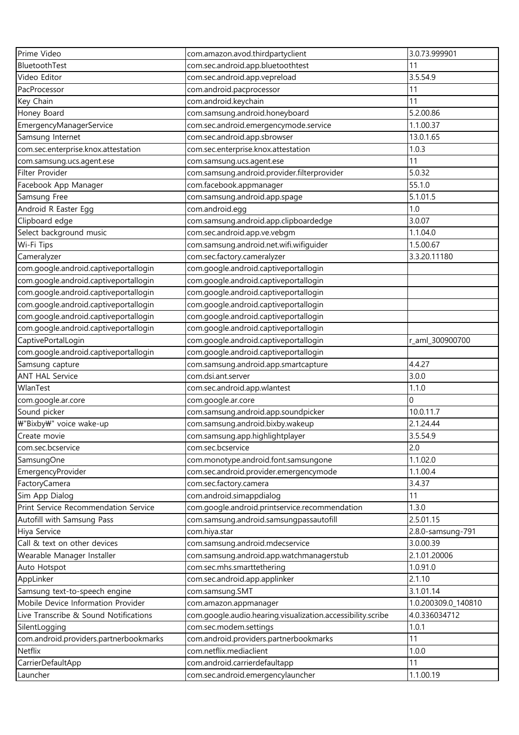| Prime Video | com.amazon.avod.thirdpartyclient | 3.0.73.999901 |
|---|---|---|
| BluetoothTest | com.sec.android.app.bluetoothtest | 11 |
| Video Editor | com.sec.android.app.vepreload | 3.5.54.9 |
| PacProcessor | com.android.pacprocessor | 11 |
| Key Chain | com.android.keychain | 11 |
| Honey Board | com.samsung.android.honeyboard | 5.2.00.86 |
| EmergencyManagerService | com.sec.android.emergencymode.service | 1.1.00.37 |
| Samsung Internet | com.sec.android.app.sbrowser | 13.0.1.65 |
| com.sec.enterprise.knox.attestation | com.sec.enterprise.knox.attestation | 1.0.3 |
| com.samsung.ucs.agent.ese | com.samsung.ucs.agent.ese | 11 |
| Filter Provider | com.samsung.android.provider.filterprovider | 5.0.32 |
| Facebook App Manager | com.facebook.appmanager | 55.1.0 |
| Samsung Free | com.samsung.android.app.spage | 5.1.01.5 |
| Android R Easter Egg | com.android.egg | 1.0 |
| Clipboard edge | com.samsung.android.app.clipboardedge | 3.0.07 |
| Select background music | com.sec.android.app.ve.vebgm | 1.1.04.0 |
| Wi-Fi Tips | com.samsung.android.net.wifi.wifiguider | 1.5.00.67 |
| Cameralyzer | com.sec.factory.cameralyzer | 3.3.20.11180 |
| com.google.android.captiveportallogin | com.google.android.captiveportallogin | |
| com.google.android.captiveportallogin | com.google.android.captiveportallogin | |
| com.google.android.captiveportallogin | com.google.android.captiveportallogin | |
| com.google.android.captiveportallogin | com.google.android.captiveportallogin | |
| com.google.android.captiveportallogin | com.google.android.captiveportallogin | |
| com.google.android.captiveportallogin | com.google.android.captiveportallogin | |
| CaptivePortalLogin | com.google.android.captiveportallogin | r_aml_300900700 |
| com.google.android.captiveportallogin | com.google.android.captiveportallogin | |
| Samsung capture | com.samsung.android.app.smartcapture | 4.4.27 |
| ANT HAL Service | com.dsi.ant.server | 3.0.0 |
| WlanTest | com.sec.android.app.wlantest | 1.1.0 |
| com.google.ar.core | com.google.ar.core | 0 |
| Sound picker | com.samsung.android.app.soundpicker | 10.0.11.7 |
| ₩"Bixby₩" voice wake-up | com.samsung.android.bixby.wakeup | 2.1.24.44 |
| Create movie | com.samsung.app.highlightplayer | 3.5.54.9 |
| com.sec.bcservice | com.sec.bcservice | 2.0 |
| SamsungOne | com.monotype.android.font.samsungone | 1.1.02.0 |
| EmergencyProvider | com.sec.android.provider.emergencymode | 1.1.00.4 |
| FactoryCamera | com.sec.factory.camera | 3.4.37 |
| Sim App Dialog | com.android.simappdialog | 11 |
| Print Service Recommendation Service | com.google.android.printservice.recommendation | 1.3.0 |
| Autofill with Samsung Pass | com.samsung.android.samsungpassautofill | 2.5.01.15 |
| Hiya Service | com.hiya.star | 2.8.0-samsung-791 |
| Call & text on other devices | com.samsung.android.mdecservice | 3.0.00.39 |
| Wearable Manager Installer | com.samsung.android.app.watchmanagerstub | 2.1.01.20006 |
| Auto Hotspot | com.sec.mhs.smarttethering | 1.0.91.0 |
| AppLinker | com.sec.android.app.applinker | 2.1.10 |
| Samsung text-to-speech engine | com.samsung.SMT | 3.1.01.14 |
| Mobile Device Information Provider | com.amazon.appmanager | 1.0.200309.0_140810 |
| Live Transcribe & Sound Notifications | com.google.audio.hearing.visualization.accessibility.scribe | 4.0.336034712 |
| SilentLogging | com.sec.modem.settings | 1.0.1 |
| com.android.providers.partnerbookmarks | com.android.providers.partnerbookmarks | 11 |
| Netflix | com.netflix.mediaclient | 1.0.0 |
| CarrierDefaultApp | com.android.carrierdefaultapp | 11 |
| Launcher | com.sec.android.emergencylauncher | 1.1.00.19 |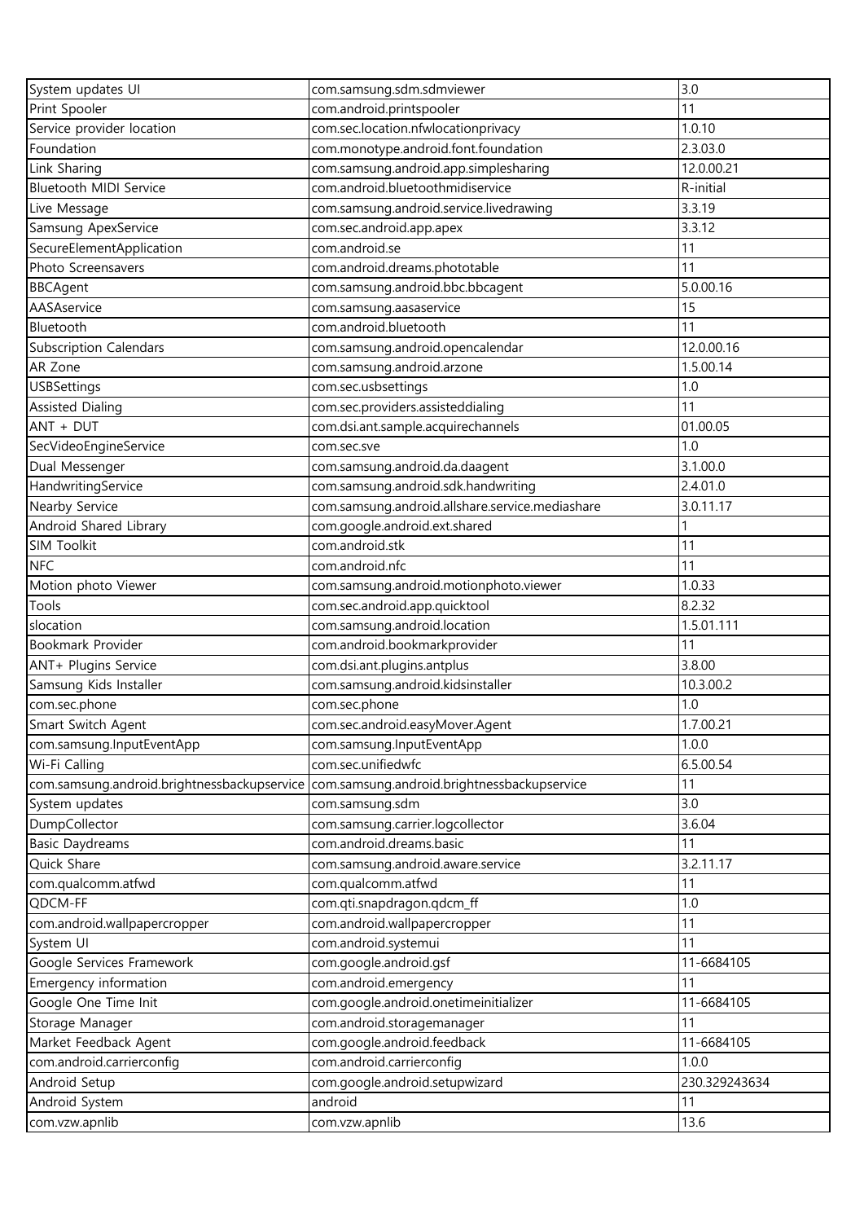| System updates UI | com.samsung.sdm.sdmviewer | 3.0 |
|---|---|---|
| Print Spooler | com.android.printspooler | 11 |
| Service provider location | com.sec.location.nfwlocationprivacy | 1.0.10 |
| Foundation | com.monotype.android.font.foundation | 2.3.03.0 |
| Link Sharing | com.samsung.android.app.simplesharing | 12.0.00.21 |
| Bluetooth MIDI Service | com.android.bluetoothmidiservice | R-initial |
| Live Message | com.samsung.android.service.livedrawing | 3.3.19 |
| Samsung ApexService | com.sec.android.app.apex | 3.3.12 |
| SecureElementApplication | com.android.se | 11 |
| Photo Screensavers | com.android.dreams.phototable | 11 |
| BBCAgent | com.samsung.android.bbc.bbcagent | 5.0.00.16 |
| AASAservice | com.samsung.aasaservice | 15 |
| Bluetooth | com.android.bluetooth | 11 |
| Subscription Calendars | com.samsung.android.opencalendar | 12.0.00.16 |
| AR Zone | com.samsung.android.arzone | 1.5.00.14 |
| USBSettings | com.sec.usbsettings | 1.0 |
| Assisted Dialing | com.sec.providers.assisteddialing | 11 |
| ANT + DUT | com.dsi.ant.sample.acquirechannels | 01.00.05 |
| SecVideoEngineService | com.sec.sve | 1.0 |
| Dual Messenger | com.samsung.android.da.daagent | 3.1.00.0 |
| HandwritingService | com.samsung.android.sdk.handwriting | 2.4.01.0 |
| Nearby Service | com.samsung.android.allshare.service.mediashare | 3.0.11.17 |
| Android Shared Library | com.google.android.ext.shared | 1 |
| SIM Toolkit | com.android.stk | 11 |
| NFC | com.android.nfc | 11 |
| Motion photo Viewer | com.samsung.android.motionphoto.viewer | 1.0.33 |
| Tools | com.sec.android.app.quicktool | 8.2.32 |
| slocation | com.samsung.android.location | 1.5.01.111 |
| Bookmark Provider | com.android.bookmarkprovider | 11 |
| ANT+ Plugins Service | com.dsi.ant.plugins.antplus | 3.8.00 |
| Samsung Kids Installer | com.samsung.android.kidsinstaller | 10.3.00.2 |
| com.sec.phone | com.sec.phone | 1.0 |
| Smart Switch Agent | com.sec.android.easyMover.Agent | 1.7.00.21 |
| com.samsung.InputEventApp | com.samsung.InputEventApp | 1.0.0 |
| Wi-Fi Calling | com.sec.unifiedwfc | 6.5.00.54 |
| com.samsung.android.brightnessbackupservice | com.samsung.android.brightnessbackupservice | 11 |
| System updates | com.samsung.sdm | 3.0 |
| DumpCollector | com.samsung.carrier.logcollector | 3.6.04 |
| Basic Daydreams | com.android.dreams.basic | 11 |
| Quick Share | com.samsung.android.aware.service | 3.2.11.17 |
| com.qualcomm.atfwd | com.qualcomm.atfwd | 11 |
| QDCM-FF | com.qti.snapdragon.qdcm_ff | 1.0 |
| com.android.wallpapercropper | com.android.wallpapercropper | 11 |
| System UI | com.android.systemui | 11 |
| Google Services Framework | com.google.android.gsf | 11-6684105 |
| Emergency information | com.android.emergency | 11 |
| Google One Time Init | com.google.android.onetimeinitializer | 11-6684105 |
| Storage Manager | com.android.storagemanager | 11 |
| Market Feedback Agent | com.google.android.feedback | 11-6684105 |
| com.android.carrierconfig | com.android.carrierconfig | 1.0.0 |
| Android Setup | com.google.android.setupwizard | 230.329243634 |
| Android System | android | 11 |
| com.vzw.apnlib | com.vzw.apnlib | 13.6 |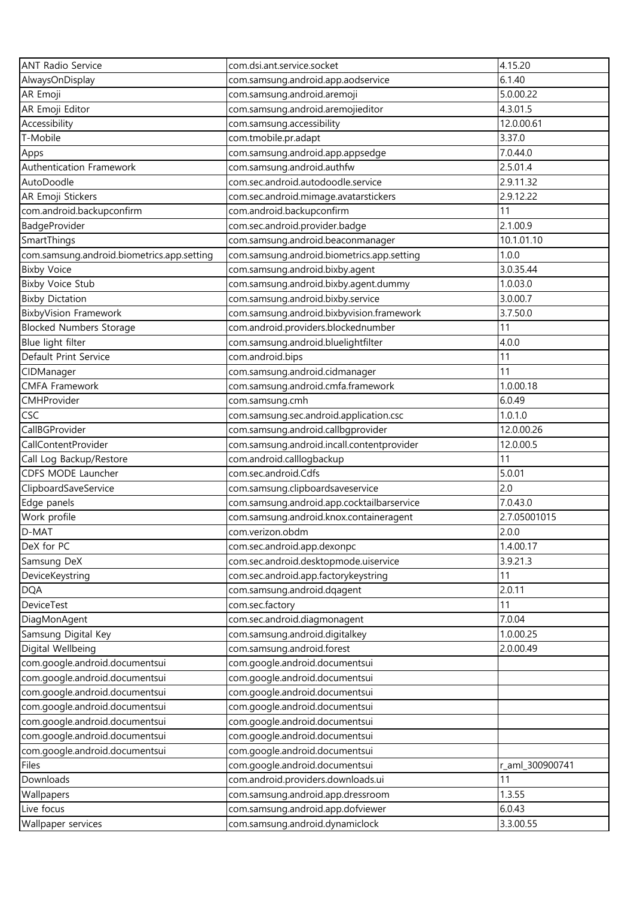| ANT Radio Service | com.dsi.ant.service.socket | 4.15.20 |
|---|---|---|
| AlwaysOnDisplay | com.samsung.android.app.aodservice | 6.1.40 |
| AR Emoji | com.samsung.android.aremoji | 5.0.00.22 |
| AR Emoji Editor | com.samsung.android.aremojieditor | 4.3.01.5 |
| Accessibility | com.samsung.accessibility | 12.0.00.61 |
| T-Mobile | com.tmobile.pr.adapt | 3.37.0 |
| Apps | com.samsung.android.app.appsedge | 7.0.44.0 |
| Authentication Framework | com.samsung.android.authfw | 2.5.01.4 |
| AutoDoodle | com.sec.android.autodoodle.service | 2.9.11.32 |
| AR Emoji Stickers | com.sec.android.mimage.avatarstickers | 2.9.12.22 |
| com.android.backupconfirm | com.android.backupconfirm | 11 |
| BadgeProvider | com.sec.android.provider.badge | 2.1.00.9 |
| SmartThings | com.samsung.android.beaconmanager | 10.1.01.10 |
| com.samsung.android.biometrics.app.setting | com.samsung.android.biometrics.app.setting | 1.0.0 |
| Bixby Voice | com.samsung.android.bixby.agent | 3.0.35.44 |
| Bixby Voice Stub | com.samsung.android.bixby.agent.dummy | 1.0.03.0 |
| Bixby Dictation | com.samsung.android.bixby.service | 3.0.00.7 |
| BixbyVision Framework | com.samsung.android.bixbyvision.framework | 3.7.50.0 |
| Blocked Numbers Storage | com.android.providers.blockednumber | 11 |
| Blue light filter | com.samsung.android.bluelightfilter | 4.0.0 |
| Default Print Service | com.android.bips | 11 |
| CIDManager | com.samsung.android.cidmanager | 11 |
| CMFA Framework | com.samsung.android.cmfa.framework | 1.0.00.18 |
| CMHProvider | com.samsung.cmh | 6.0.49 |
| CSC | com.samsung.sec.android.application.csc | 1.0.1.0 |
| CallBGProvider | com.samsung.android.callbgprovider | 12.0.00.26 |
| CallContentProvider | com.samsung.android.incall.contentprovider | 12.0.00.5 |
| Call Log Backup/Restore | com.android.calllogbackup | 11 |
| CDFS MODE Launcher | com.sec.android.Cdfs | 5.0.01 |
| ClipboardSaveService | com.samsung.clipboardsaveservice | 2.0 |
| Edge panels | com.samsung.android.app.cocktailbarservice | 7.0.43.0 |
| Work profile | com.samsung.android.knox.containeragent | 2.7.05001015 |
| D-MAT | com.verizon.obdm | 2.0.0 |
| DeX for PC | com.sec.android.app.dexonpc | 1.4.00.17 |
| Samsung DeX | com.sec.android.desktopmode.uiservice | 3.9.21.3 |
| DeviceKeystring | com.sec.android.app.factorykeystring | 11 |
| DQA | com.samsung.android.dqagent | 2.0.11 |
| DeviceTest | com.sec.factory | 11 |
| DiagMonAgent | com.sec.android.diagmonagent | 7.0.04 |
| Samsung Digital Key | com.samsung.android.digitalkey | 1.0.00.25 |
| Digital Wellbeing | com.samsung.android.forest | 2.0.00.49 |
| com.google.android.documentsui | com.google.android.documentsui | |
| com.google.android.documentsui | com.google.android.documentsui | |
| com.google.android.documentsui | com.google.android.documentsui | |
| com.google.android.documentsui | com.google.android.documentsui | |
| com.google.android.documentsui | com.google.android.documentsui | |
| com.google.android.documentsui | com.google.android.documentsui | |
| com.google.android.documentsui | com.google.android.documentsui | |
| Files | com.google.android.documentsui | r_aml_300900741 |
| Downloads | com.android.providers.downloads.ui | 11 |
| Wallpapers | com.samsung.android.app.dressroom | 1.3.55 |
| Live focus | com.samsung.android.app.dofviewer | 6.0.43 |
| Wallpaper services | com.samsung.android.dynamiclock | 3.3.00.55 |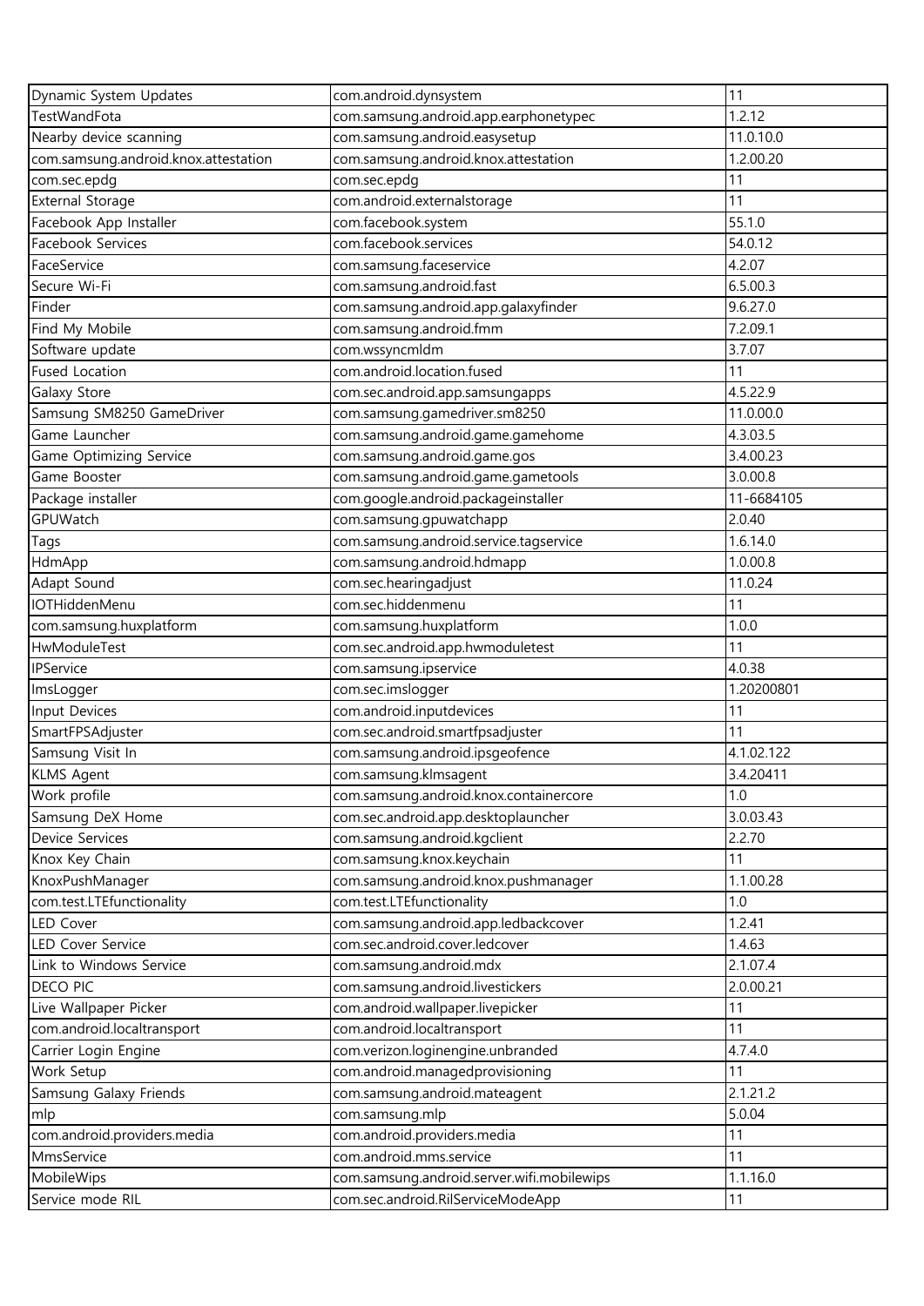| Dynamic System Updates | com.android.dynsystem | 11 |
|---|---|---|
| TestWandFota | com.samsung.android.app.earphonetypec | 1.2.12 |
| Nearby device scanning | com.samsung.android.easysetup | 11.0.10.0 |
| com.samsung.android.knox.attestation | com.samsung.android.knox.attestation | 1.2.00.20 |
| com.sec.epdg | com.sec.epdg | 11 |
| External Storage | com.android.externalstorage | 11 |
| Facebook App Installer | com.facebook.system | 55.1.0 |
| Facebook Services | com.facebook.services | 54.0.12 |
| FaceService | com.samsung.faceservice | 4.2.07 |
| Secure Wi-Fi | com.samsung.android.fast | 6.5.00.3 |
| Finder | com.samsung.android.app.galaxyfinder | 9.6.27.0 |
| Find My Mobile | com.samsung.android.fmm | 7.2.09.1 |
| Software update | com.wssyncmldm | 3.7.07 |
| Fused Location | com.android.location.fused | 11 |
| Galaxy Store | com.sec.android.app.samsungapps | 4.5.22.9 |
| Samsung SM8250 GameDriver | com.samsung.gamedriver.sm8250 | 11.0.00.0 |
| Game Launcher | com.samsung.android.game.gamehome | 4.3.03.5 |
| Game Optimizing Service | com.samsung.android.game.gos | 3.4.00.23 |
| Game Booster | com.samsung.android.game.gametools | 3.0.00.8 |
| Package installer | com.google.android.packageinstaller | 11-6684105 |
| GPUWatch | com.samsung.gpuwatchapp | 2.0.40 |
| Tags | com.samsung.android.service.tagservice | 1.6.14.0 |
| HdmApp | com.samsung.android.hdmapp | 1.0.00.8 |
| Adapt Sound | com.sec.hearingadjust | 11.0.24 |
| IOTHiddenMenu | com.sec.hiddenmenu | 11 |
| com.samsung.huxplatform | com.samsung.huxplatform | 1.0.0 |
| HwModuleTest | com.sec.android.app.hwmoduletest | 11 |
| IPService | com.samsung.ipservice | 4.0.38 |
| ImsLogger | com.sec.imslogger | 1.20200801 |
| Input Devices | com.android.inputdevices | 11 |
| SmartFPSAdjuster | com.sec.android.smartfpsadjuster | 11 |
| Samsung Visit In | com.samsung.android.ipsgeofence | 4.1.02.122 |
| KLMS Agent | com.samsung.klmsagent | 3.4.20411 |
| Work profile | com.samsung.android.knox.containercore | 1.0 |
| Samsung DeX Home | com.sec.android.app.desktoplauncher | 3.0.03.43 |
| Device Services | com.samsung.android.kgclient | 2.2.70 |
| Knox Key Chain | com.samsung.knox.keychain | 11 |
| KnoxPushManager | com.samsung.android.knox.pushmanager | 1.1.00.28 |
| com.test.LTEfunctionality | com.test.LTEfunctionality | 1.0 |
| LED Cover | com.samsung.android.app.ledbackcover | 1.2.41 |
| LED Cover Service | com.sec.android.cover.ledcover | 1.4.63 |
| Link to Windows Service | com.samsung.android.mdx | 2.1.07.4 |
| DECO PIC | com.samsung.android.livestickers | 2.0.00.21 |
| Live Wallpaper Picker | com.android.wallpaper.livepicker | 11 |
| com.android.localtransport | com.android.localtransport | 11 |
| Carrier Login Engine | com.verizon.loginengine.unbranded | 4.7.4.0 |
| Work Setup | com.android.managedprovisioning | 11 |
| Samsung Galaxy Friends | com.samsung.android.mateagent | 2.1.21.2 |
| mlp | com.samsung.mlp | 5.0.04 |
| com.android.providers.media | com.android.providers.media | 11 |
| MmsService | com.android.mms.service | 11 |
| MobileWips | com.samsung.android.server.wifi.mobilewips | 1.1.16.0 |
| Service mode RIL | com.sec.android.RilServiceModeApp | 11 |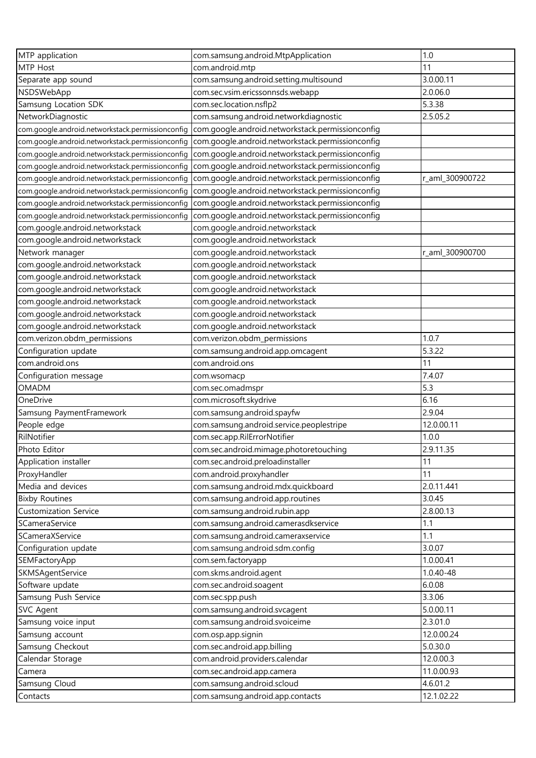| MTP application | com.samsung.android.MtpApplication | 1.0 |
|---|---|---|
| MTP Host | com.android.mtp | 11 |
| Separate app sound | com.samsung.android.setting.multisound | 3.0.00.11 |
| NSDSWebApp | com.sec.vsim.ericssonnsds.webapp | 2.0.06.0 |
| Samsung Location SDK | com.sec.location.nsflp2 | 5.3.38 |
| NetworkDiagnostic | com.samsung.android.networkdiagnostic | 2.5.05.2 |
| com.google.android.networkstack.permissionconfig | com.google.android.networkstack.permissionconfig | |
| com.google.android.networkstack.permissionconfig | com.google.android.networkstack.permissionconfig | |
| com.google.android.networkstack.permissionconfig | com.google.android.networkstack.permissionconfig | |
| com.google.android.networkstack.permissionconfig | com.google.android.networkstack.permissionconfig | |
| com.google.android.networkstack.permissionconfig | com.google.android.networkstack.permissionconfig | r_aml_300900722 |
| com.google.android.networkstack.permissionconfig | com.google.android.networkstack.permissionconfig | |
| com.google.android.networkstack.permissionconfig | com.google.android.networkstack.permissionconfig | |
| com.google.android.networkstack.permissionconfig | com.google.android.networkstack.permissionconfig | |
| com.google.android.networkstack | com.google.android.networkstack | |
| com.google.android.networkstack | com.google.android.networkstack | |
| Network manager | com.google.android.networkstack | r_aml_300900700 |
| com.google.android.networkstack | com.google.android.networkstack | |
| com.google.android.networkstack | com.google.android.networkstack | |
| com.google.android.networkstack | com.google.android.networkstack | |
| com.google.android.networkstack | com.google.android.networkstack | |
| com.google.android.networkstack | com.google.android.networkstack | |
| com.google.android.networkstack | com.google.android.networkstack | |
| com.verizon.obdm_permissions | com.verizon.obdm_permissions | 1.0.7 |
| Configuration update | com.samsung.android.app.omcagent | 5.3.22 |
| com.android.ons | com.android.ons | 11 |
| Configuration message | com.wsomacp | 7.4.07 |
| OMADM | com.sec.omadmspr | 5.3 |
| OneDrive | com.microsoft.skydrive | 6.16 |
| Samsung PaymentFramework | com.samsung.android.spayfw | 2.9.04 |
| People edge | com.samsung.android.service.peoplestripe | 12.0.00.11 |
| RilNotifier | com.sec.app.RilErrorNotifier | 1.0.0 |
| Photo Editor | com.sec.android.mimage.photoretouching | 2.9.11.35 |
| Application installer | com.sec.android.preloadinstaller | 11 |
| ProxyHandler | com.android.proxyhandler | 11 |
| Media and devices | com.samsung.android.mdx.quickboard | 2.0.11.441 |
| Bixby Routines | com.samsung.android.app.routines | 3.0.45 |
| Customization Service | com.samsung.android.rubin.app | 2.8.00.13 |
| SCameraService | com.samsung.android.camerasdkservice | 1.1 |
| SCameraXService | com.samsung.android.cameraxservice | 1.1 |
| Configuration update | com.samsung.android.sdm.config | 3.0.07 |
| SEMFactoryApp | com.sem.factoryapp | 1.0.00.41 |
| SKMSAgentService | com.skms.android.agent | 1.0.40-48 |
| Software update | com.sec.android.soagent | 6.0.08 |
| Samsung Push Service | com.sec.spp.push | 3.3.06 |
| SVC Agent | com.samsung.android.svcagent | 5.0.00.11 |
| Samsung voice input | com.samsung.android.svoiceime | 2.3.01.0 |
| Samsung account | com.osp.app.signin | 12.0.00.24 |
| Samsung Checkout | com.sec.android.app.billing | 5.0.30.0 |
| Calendar Storage | com.android.providers.calendar | 12.0.00.3 |
| Camera | com.sec.android.app.camera | 11.0.00.93 |
| Samsung Cloud | com.samsung.android.scloud | 4.6.01.2 |
| Contacts | com.samsung.android.app.contacts | 12.1.02.22 |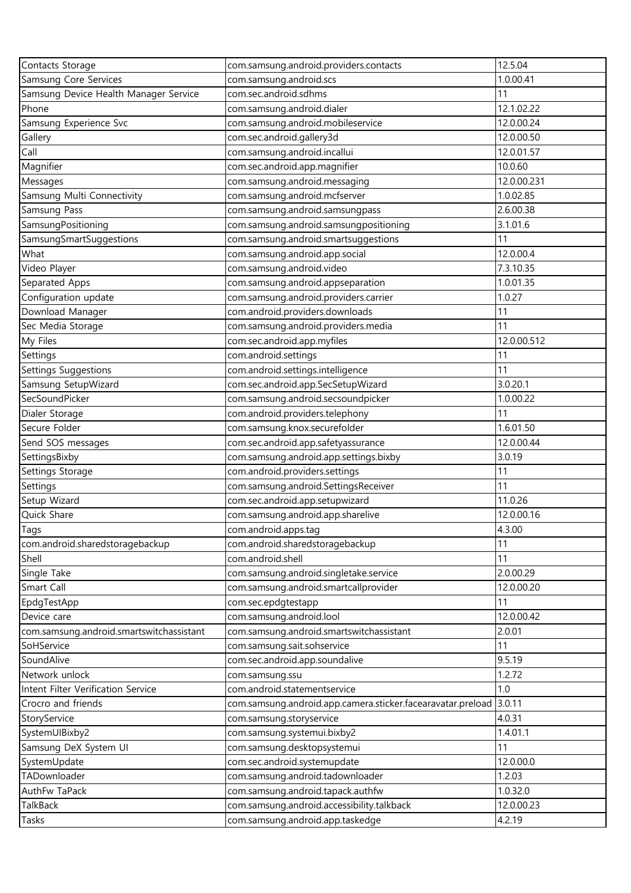| Contacts Storage | com.samsung.android.providers.contacts | 12.5.04 |
|---|---|---|
| Samsung Core Services | com.samsung.android.scs | 1.0.00.41 |
| Samsung Device Health Manager Service | com.sec.android.sdhms | 11 |
| Phone | com.samsung.android.dialer | 12.1.02.22 |
| Samsung Experience Svc | com.samsung.android.mobileservice | 12.0.00.24 |
| Gallery | com.sec.android.gallery3d | 12.0.00.50 |
| Call | com.samsung.android.incallui | 12.0.01.57 |
| Magnifier | com.sec.android.app.magnifier | 10.0.60 |
| Messages | com.samsung.android.messaging | 12.0.00.231 |
| Samsung Multi Connectivity | com.samsung.android.mcfserver | 1.0.02.85 |
| Samsung Pass | com.samsung.android.samsungpass | 2.6.00.38 |
| SamsungPositioning | com.samsung.android.samsungpositioning | 3.1.01.6 |
| SamsungSmartSuggestions | com.samsung.android.smartsuggestions | 11 |
| What | com.samsung.android.app.social | 12.0.00.4 |
| Video Player | com.samsung.android.video | 7.3.10.35 |
| Separated Apps | com.samsung.android.appseparation | 1.0.01.35 |
| Configuration update | com.samsung.android.providers.carrier | 1.0.27 |
| Download Manager | com.android.providers.downloads | 11 |
| Sec Media Storage | com.samsung.android.providers.media | 11 |
| My Files | com.sec.android.app.myfiles | 12.0.00.512 |
| Settings | com.android.settings | 11 |
| Settings Suggestions | com.android.settings.intelligence | 11 |
| Samsung SetupWizard | com.sec.android.app.SecSetupWizard | 3.0.20.1 |
| SecSoundPicker | com.samsung.android.secsoundpicker | 1.0.00.22 |
| Dialer Storage | com.android.providers.telephony | 11 |
| Secure Folder | com.samsung.knox.securefolder | 1.6.01.50 |
| Send SOS messages | com.sec.android.app.safetyassurance | 12.0.00.44 |
| SettingsBixby | com.samsung.android.app.settings.bixby | 3.0.19 |
| Settings Storage | com.android.providers.settings | 11 |
| Settings | com.samsung.android.SettingsReceiver | 11 |
| Setup Wizard | com.sec.android.app.setupwizard | 11.0.26 |
| Quick Share | com.samsung.android.app.sharelive | 12.0.00.16 |
| Tags | com.android.apps.tag | 4.3.00 |
| com.android.sharedstoragebackup | com.android.sharedstoragebackup | 11 |
| Shell | com.android.shell | 11 |
| Single Take | com.samsung.android.singletake.service | 2.0.00.29 |
| Smart Call | com.samsung.android.smartcallprovider | 12.0.00.20 |
| EpdgTestApp | com.sec.epdgtestapp | 11 |
| Device care | com.samsung.android.lool | 12.0.00.42 |
| com.samsung.android.smartswitchassistant | com.samsung.android.smartswitchassistant | 2.0.01 |
| SoHService | com.samsung.sait.sohservice | 11 |
| SoundAlive | com.sec.android.app.soundalive | 9.5.19 |
| Network unlock | com.samsung.ssu | 1.2.72 |
| Intent Filter Verification Service | com.android.statementservice | 1.0 |
| Crocro and friends | com.samsung.android.app.camera.sticker.facearavatar.preload | 3.0.11 |
| StoryService | com.samsung.storyservice | 4.0.31 |
| SystemUIBixby2 | com.samsung.systemui.bixby2 | 1.4.01.1 |
| Samsung DeX System UI | com.samsung.desktopsystemui | 11 |
| SystemUpdate | com.sec.android.systemupdate | 12.0.00.0 |
| TADownloader | com.samsung.android.tadownloader | 1.2.03 |
| AuthFw TaPack | com.samsung.android.tapack.authfw | 1.0.32.0 |
| TalkBack | com.samsung.android.accessibility.talkback | 12.0.00.23 |
| Tasks | com.samsung.android.app.taskedge | 4.2.19 |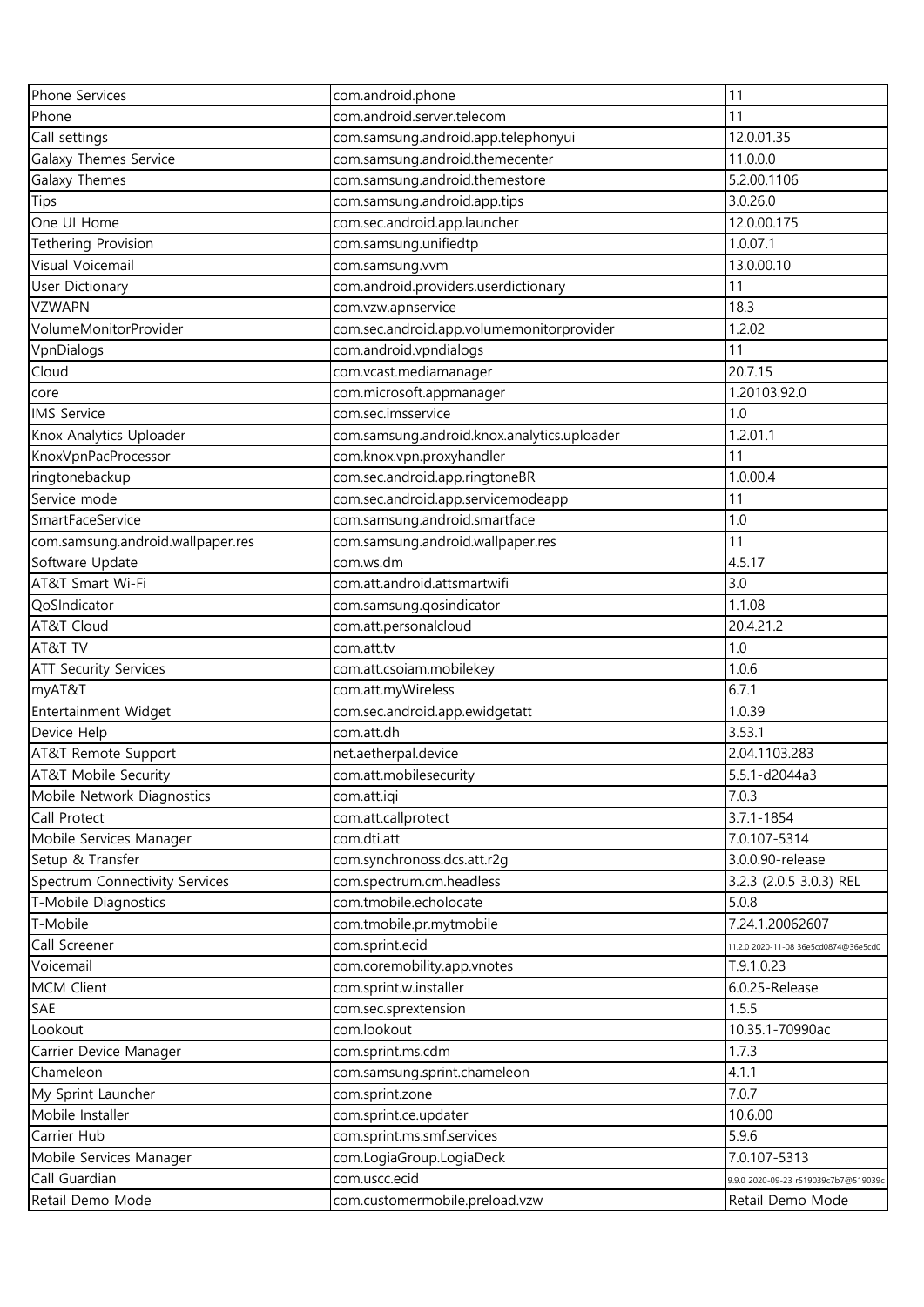| Phone Services | com.android.phone | 11 |
|---|---|---|
| Phone | com.android.server.telecom | 11 |
| Call settings | com.samsung.android.app.telephonyui | 12.0.01.35 |
| Galaxy Themes Service | com.samsung.android.themecenter | 11.0.0.0 |
| Galaxy Themes | com.samsung.android.themestore | 5.2.00.1106 |
| Tips | com.samsung.android.app.tips | 3.0.26.0 |
| One UI Home | com.sec.android.app.launcher | 12.0.00.175 |
| Tethering Provision | com.samsung.unifiedtp | 1.0.07.1 |
| Visual Voicemail | com.samsung.vvm | 13.0.00.10 |
| User Dictionary | com.android.providers.userdictionary | 11 |
| VZWAPN | com.vzw.apnservice | 18.3 |
| VolumeMonitorProvider | com.sec.android.app.volumemonitorprovider | 1.2.02 |
| VpnDialogs | com.android.vpndialogs | 11 |
| Cloud | com.vcast.mediamanager | 20.7.15 |
| core | com.microsoft.appmanager | 1.20103.92.0 |
| IMS Service | com.sec.imsservice | 1.0 |
| Knox Analytics Uploader | com.samsung.android.knox.analytics.uploader | 1.2.01.1 |
| KnoxVpnPacProcessor | com.knox.vpn.proxyhandler | 11 |
| ringtonebackup | com.sec.android.app.ringtoneBR | 1.0.00.4 |
| Service mode | com.sec.android.app.servicemodeapp | 11 |
| SmartFaceService | com.samsung.android.smartface | 1.0 |
| com.samsung.android.wallpaper.res | com.samsung.android.wallpaper.res | 11 |
| Software Update | com.ws.dm | 4.5.17 |
| AT&T Smart Wi-Fi | com.att.android.attsmartwifi | 3.0 |
| QoSIndicator | com.samsung.qosindicator | 1.1.08 |
| AT&T Cloud | com.att.personalcloud | 20.4.21.2 |
| AT&T TV | com.att.tv | 1.0 |
| ATT Security Services | com.att.csoiam.mobilekey | 1.0.6 |
| myAT&T | com.att.myWireless | 6.7.1 |
| Entertainment Widget | com.sec.android.app.ewidgetatt | 1.0.39 |
| Device Help | com.att.dh | 3.53.1 |
| AT&T Remote Support | net.aetherpal.device | 2.04.1103.283 |
| AT&T Mobile Security | com.att.mobilesecurity | 5.5.1-d2044a3 |
| Mobile Network Diagnostics | com.att.iqi | 7.0.3 |
| Call Protect | com.att.callprotect | 3.7.1-1854 |
| Mobile Services Manager | com.dti.att | 7.0.107-5314 |
| Setup & Transfer | com.synchronoss.dcs.att.r2g | 3.0.0.90-release |
| Spectrum Connectivity Services | com.spectrum.cm.headless | 3.2.3 (2.0.5 3.0.3) REL |
| T-Mobile Diagnostics | com.tmobile.echolocate | 5.0.8 |
| T-Mobile | com.tmobile.pr.mytmobile | 7.24.1.20062607 |
| Call Screener | com.sprint.ecid | 11.2.0 2020-11-08 36e5cd0874@36e5cd0 |
| Voicemail | com.coremobility.app.vnotes | T.9.1.0.23 |
| MCM Client | com.sprint.w.installer | 6.0.25-Release |
| SAE | com.sec.sprextension | 1.5.5 |
| Lookout | com.lookout | 10.35.1-70990ac |
| Carrier Device Manager | com.sprint.ms.cdm | 1.7.3 |
| Chameleon | com.samsung.sprint.chameleon | 4.1.1 |
| My Sprint Launcher | com.sprint.zone | 7.0.7 |
| Mobile Installer | com.sprint.ce.updater | 10.6.00 |
| Carrier Hub | com.sprint.ms.smf.services | 5.9.6 |
| Mobile Services Manager | com.LogiaGroup.LogiaDeck | 7.0.107-5313 |
| Call Guardian | com.uscc.ecid | 9.9.0 2020-09-23 r519039c7b7@519039c |
| Retail Demo Mode | com.customermobile.preload.vzw | Retail Demo Mode |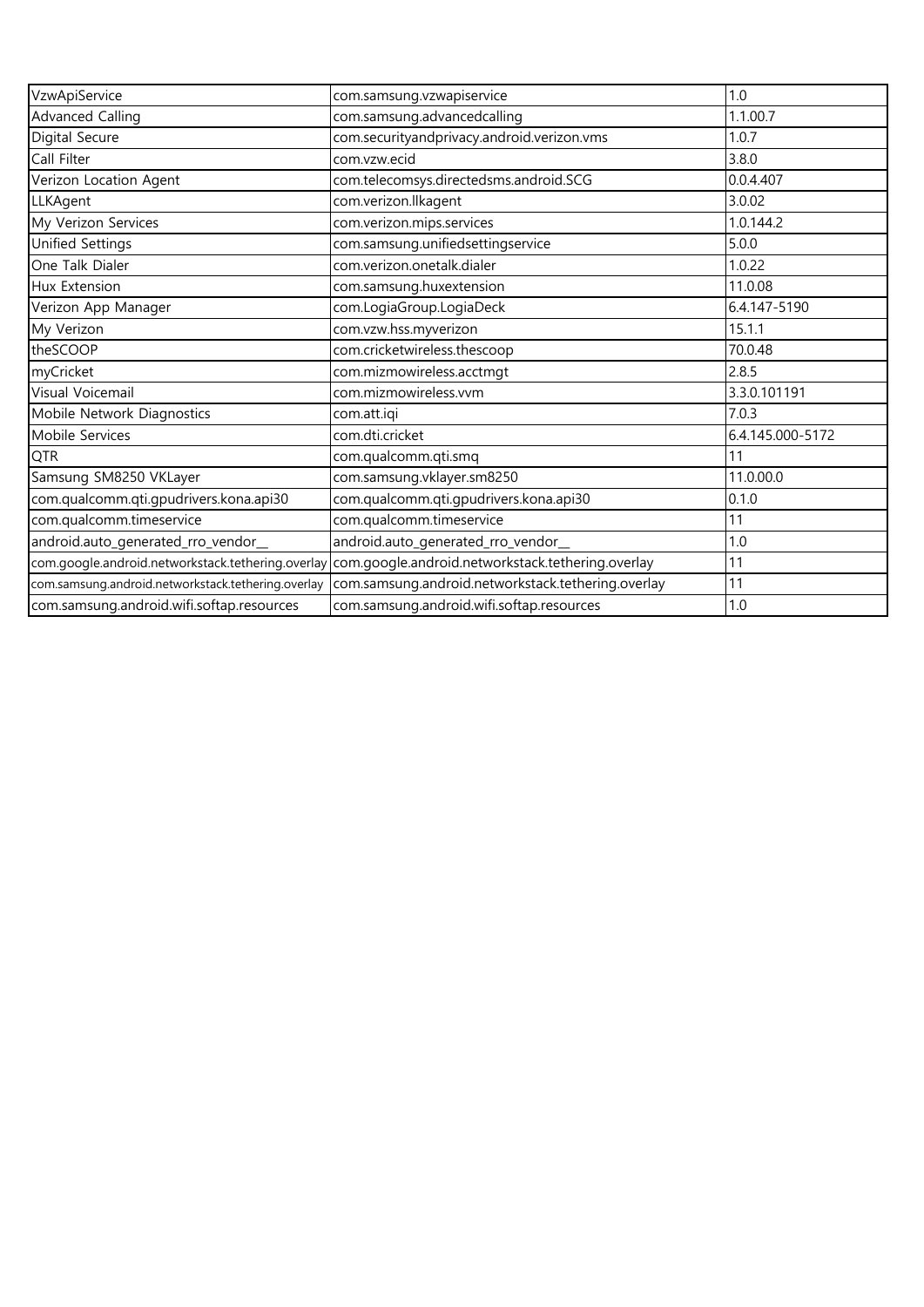| | | |
|---|---|---|
| VzwApiService | com.samsung.vzwapiservice | 1.0 |
| Advanced Calling | com.samsung.advancedcalling | 1.1.00.7 |
| Digital Secure | com.securityandprivacy.android.verizon.vms | 1.0.7 |
| Call Filter | com.vzw.ecid | 3.8.0 |
| Verizon Location Agent | com.telecomsys.directedsms.android.SCG | 0.0.4.407 |
| LLKAgent | com.verizon.llkagent | 3.0.02 |
| My Verizon Services | com.verizon.mips.services | 1.0.144.2 |
| Unified Settings | com.samsung.unifiedsettingservice | 5.0.0 |
| One Talk Dialer | com.verizon.onetalk.dialer | 1.0.22 |
| Hux Extension | com.samsung.huxextension | 11.0.08 |
| Verizon App Manager | com.LogiaGroup.LogiaDeck | 6.4.147-5190 |
| My Verizon | com.vzw.hss.myverizon | 15.1.1 |
| theSCOOP | com.cricketwireless.thescoop | 70.0.48 |
| myCricket | com.mizmowireless.acctmgt | 2.8.5 |
| Visual Voicemail | com.mizmowireless.vvm | 3.3.0.101191 |
| Mobile Network Diagnostics | com.att.iqi | 7.0.3 |
| Mobile Services | com.dti.cricket | 6.4.145.000-5172 |
| QTR | com.qualcomm.qti.smq | 11 |
| Samsung SM8250 VKLayer | com.samsung.vklayer.sm8250 | 11.0.00.0 |
| com.qualcomm.qti.gpudrivers.kona.api30 | com.qualcomm.qti.gpudrivers.kona.api30 | 0.1.0 |
| com.qualcomm.timeservice | com.qualcomm.timeservice | 11 |
| android.auto_generated_rro_vendor__ | android.auto_generated_rro_vendor__ | 1.0 |
| com.google.android.networkstack.tethering.overlay | com.google.android.networkstack.tethering.overlay | 11 |
| com.samsung.android.networkstack.tethering.overlay | com.samsung.android.networkstack.tethering.overlay | 11 |
| com.samsung.android.wifi.softap.resources | com.samsung.android.wifi.softap.resources | 1.0 |